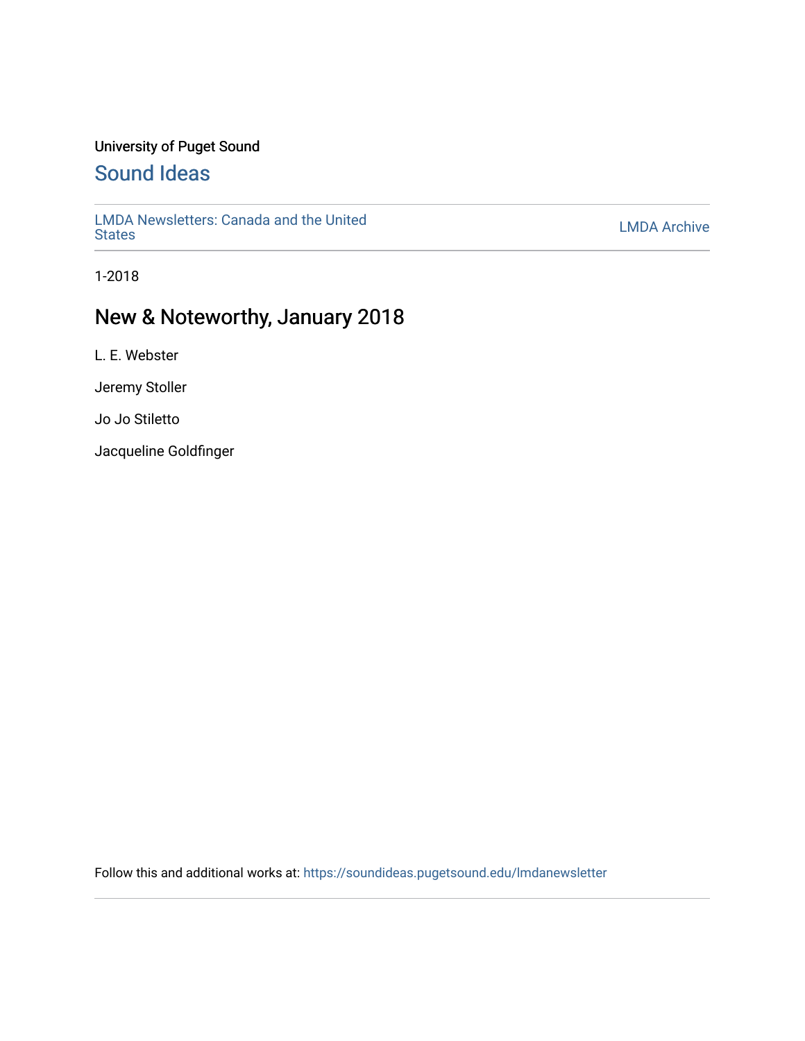University of Puget Sound

# Sound Ideas

LMDA Newsletters: Canada and the United States

LMDA Archive

1-2018

## New & Noteworthy, January 2018

L. E. Webster

Jeremy Stoller

Jo Jo Stiletto

Jacqueline Goldfinger

Follow this and additional works at: https://soundideas.pugetsound.edu/lmdanewsletter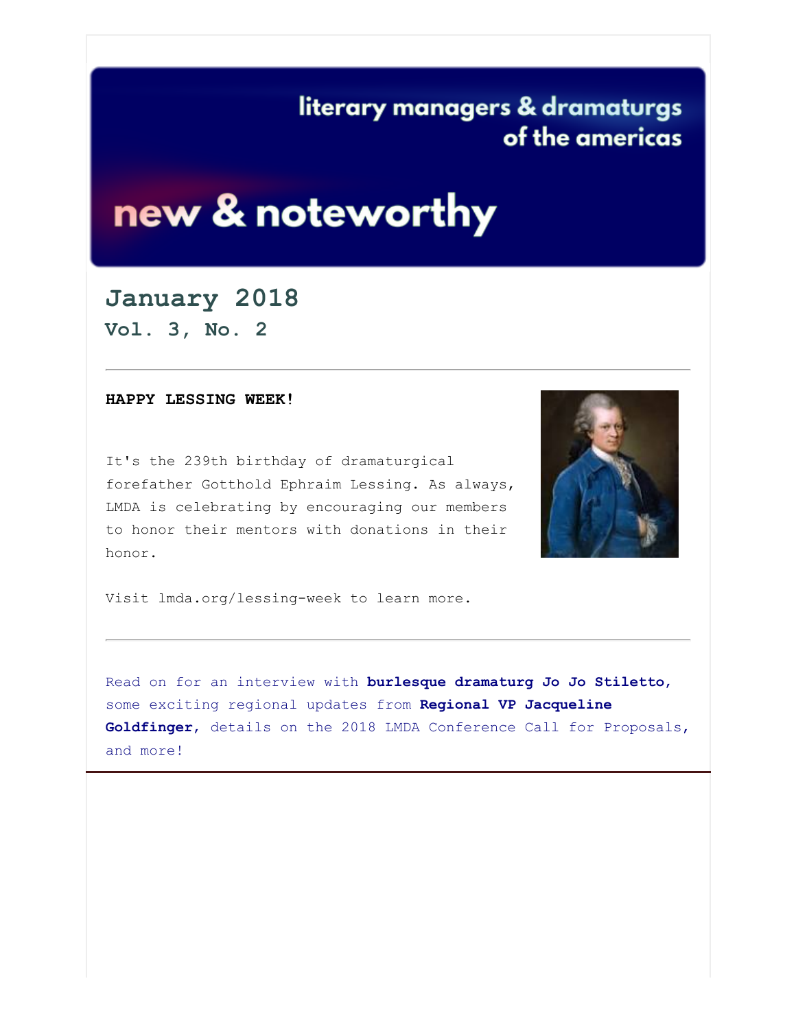# new & noteworthy

literary managers & dramaturgs of the americas

## January 2018
### Vol. 3, No. 2

---

**HAPPY LESSING WEEK!**

It's the 239th birthday of dramaturgical forefather Gotthold Ephraim Lessing. As always, LMDA is celebrating by encouraging our members to honor their mentors with donations in their honor.

Visit lmda.org/lessing-week to learn more.

---

Read on for an interview with **burlesque dramaturg Jo Jo Stiletto**, some exciting regional updates from **Regional VP Jacqueline Goldfinger**, details on the 2018 LMDA Conference Call for Proposals, and more!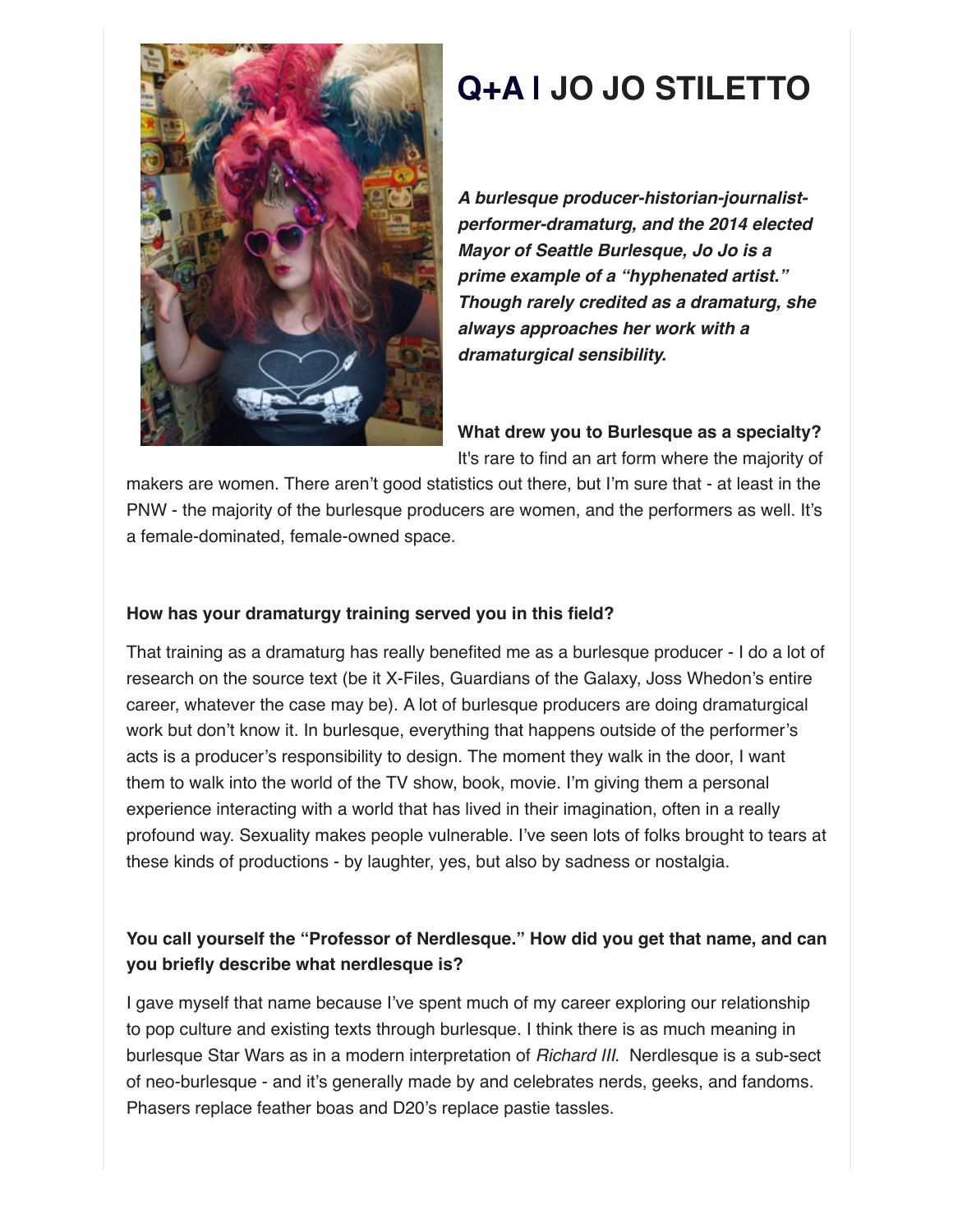# Q+A | JO JO STILETTO

***A burlesque producer-historian-journalist-performer-dramaturg, and the 2014 elected Mayor of Seattle Burlesque, Jo Jo is a prime example of a "hyphenated artist." Though rarely credited as a dramaturg, she always approaches her work with a dramaturgical sensibility.***

**What drew you to Burlesque as a specialty?**

It's rare to find an art form where the majority of makers are women. There aren't good statistics out there, but I'm sure that - at least in the PNW - the majority of the burlesque producers are women, and the performers as well. It's a female-dominated, female-owned space.

**How has your dramaturgy training served you in this field?**

That training as a dramaturg has really benefited me as a burlesque producer - I do a lot of research on the source text (be it X-Files, Guardians of the Galaxy, Joss Whedon's entire career, whatever the case may be). A lot of burlesque producers are doing dramaturgical work but don't know it. In burlesque, everything that happens outside of the performer's acts is a producer's responsibility to design. The moment they walk in the door, I want them to walk into the world of the TV show, book, movie. I'm giving them a personal experience interacting with a world that has lived in their imagination, often in a really profound way. Sexuality makes people vulnerable. I've seen lots of folks brought to tears at these kinds of productions - by laughter, yes, but also by sadness or nostalgia.

**You call yourself the "Professor of Nerdlesque." How did you get that name, and can you briefly describe what nerdlesque is?**

I gave myself that name because I've spent much of my career exploring our relationship to pop culture and existing texts through burlesque. I think there is as much meaning in burlesque Star Wars as in a modern interpretation of *Richard III*. Nerdlesque is a sub-sect of neo-burlesque - and it's generally made by and celebrates nerds, geeks, and fandoms. Phasers replace feather boas and D20's replace pastie tassles.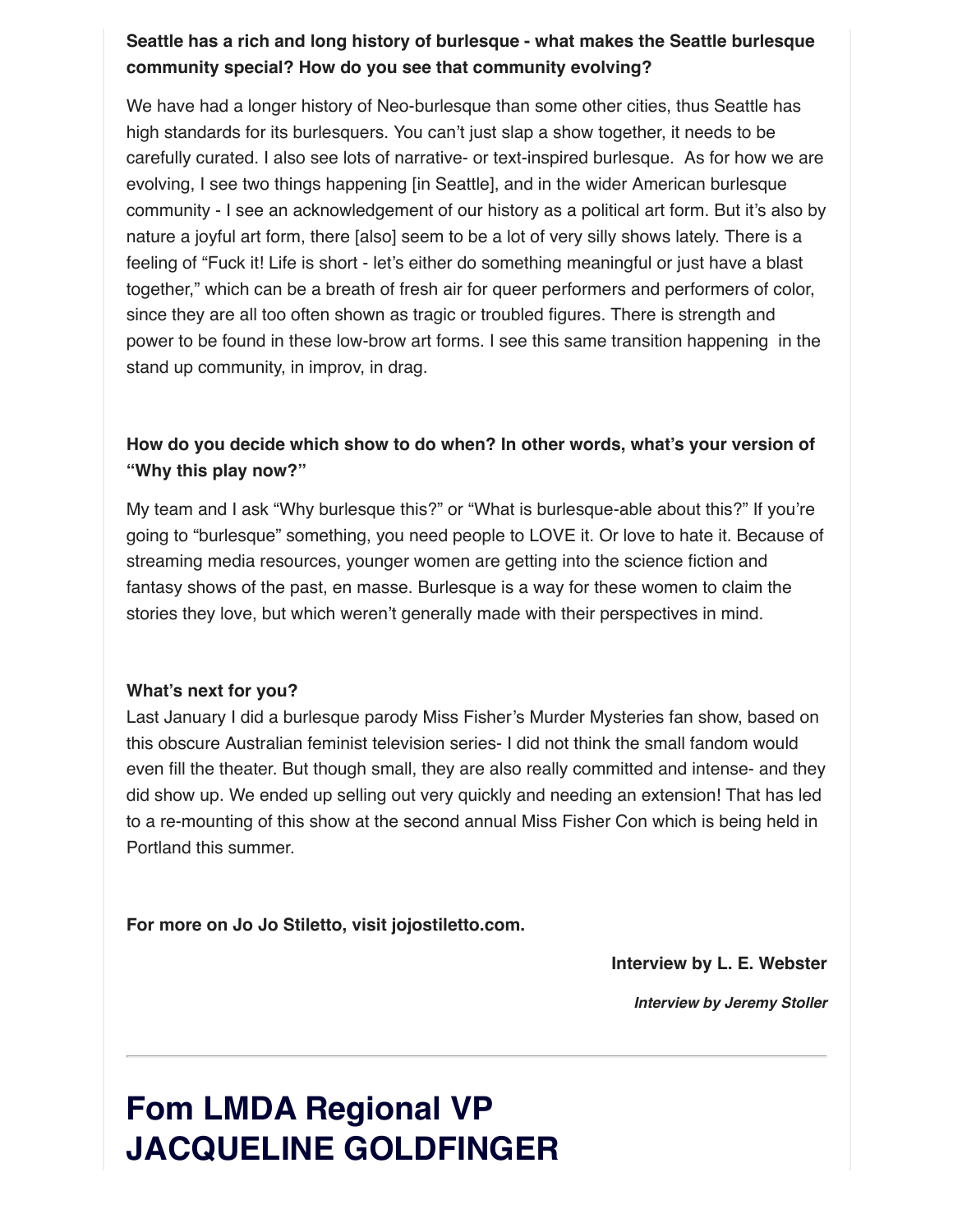**Seattle has a rich and long history of burlesque - what makes the Seattle burlesque community special? How do you see that community evolving?**

We have had a longer history of Neo-burlesque than some other cities, thus Seattle has high standards for its burlesquers. You can't just slap a show together, it needs to be carefully curated. I also see lots of narrative- or text-inspired burlesque. As for how we are evolving, I see two things happening [in Seattle], and in the wider American burlesque community - I see an acknowledgement of our history as a political art form. But it's also by nature a joyful art form, there [also] seem to be a lot of very silly shows lately. There is a feeling of "Fuck it! Life is short - let's either do something meaningful or just have a blast together," which can be a breath of fresh air for queer performers and performers of color, since they are all too often shown as tragic or troubled figures. There is strength and power to be found in these low-brow art forms. I see this same transition happening in the stand up community, in improv, in drag.

**How do you decide which show to do when? In other words, what's your version of "Why this play now?"**

My team and I ask "Why burlesque this?" or "What is burlesque-able about this?" If you're going to "burlesque" something, you need people to LOVE it. Or love to hate it. Because of streaming media resources, younger women are getting into the science fiction and fantasy shows of the past, en masse. Burlesque is a way for these women to claim the stories they love, but which weren't generally made with their perspectives in mind.

**What's next for you?**

Last January I did a burlesque parody Miss Fisher's Murder Mysteries fan show, based on this obscure Australian feminist television series- I did not think the small fandom would even fill the theater. But though small, they are also really committed and intense- and they did show up. We ended up selling out very quickly and needing an extension! That has led to a re-mounting of this show at the second annual Miss Fisher Con which is being held in Portland this summer.

**For more on Jo Jo Stiletto, visit jojostiletto.com.**

**Interview by L. E. Webster**

***Interview by Jeremy Stoller***

---

# Fom LMDA Regional VP JACQUELINE GOLDFINGER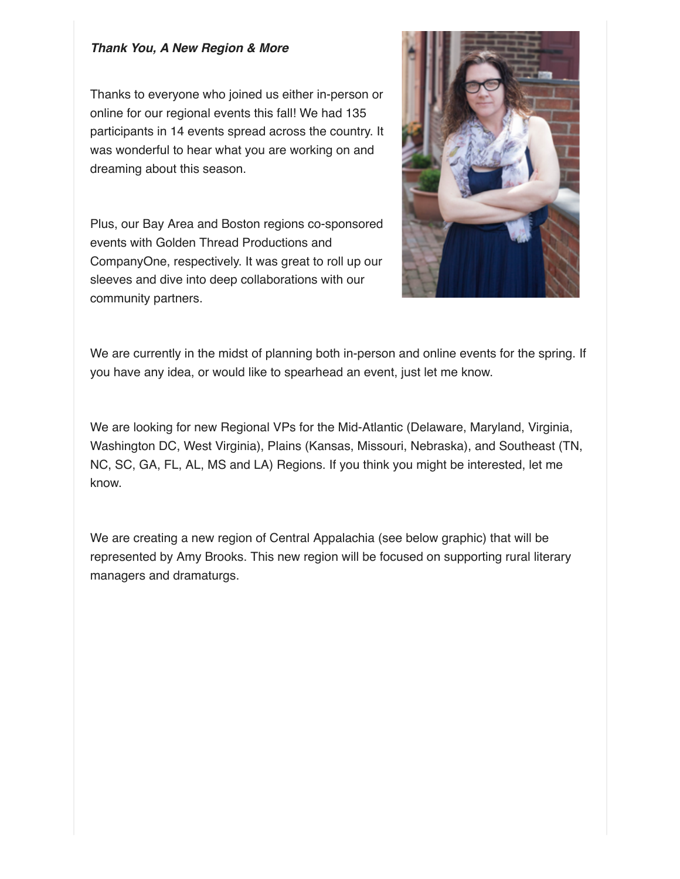***Thank You, A New Region & More***

Thanks to everyone who joined us either in-person or online for our regional events this fall! We had 135 participants in 14 events spread across the country. It was wonderful to hear what you are working on and dreaming about this season.

Plus, our Bay Area and Boston regions co-sponsored events with Golden Thread Productions and CompanyOne, respectively. It was great to roll up our sleeves and dive into deep collaborations with our community partners.

We are currently in the midst of planning both in-person and online events for the spring. If you have any idea, or would like to spearhead an event, just let me know.

We are looking for new Regional VPs for the Mid-Atlantic (Delaware, Maryland, Virginia, Washington DC, West Virginia), Plains (Kansas, Missouri, Nebraska), and Southeast (TN, NC, SC, GA, FL, AL, MS and LA) Regions. If you think you might be interested, let me know.

We are creating a new region of Central Appalachia (see below graphic) that will be represented by Amy Brooks. This new region will be focused on supporting rural literary managers and dramaturgs.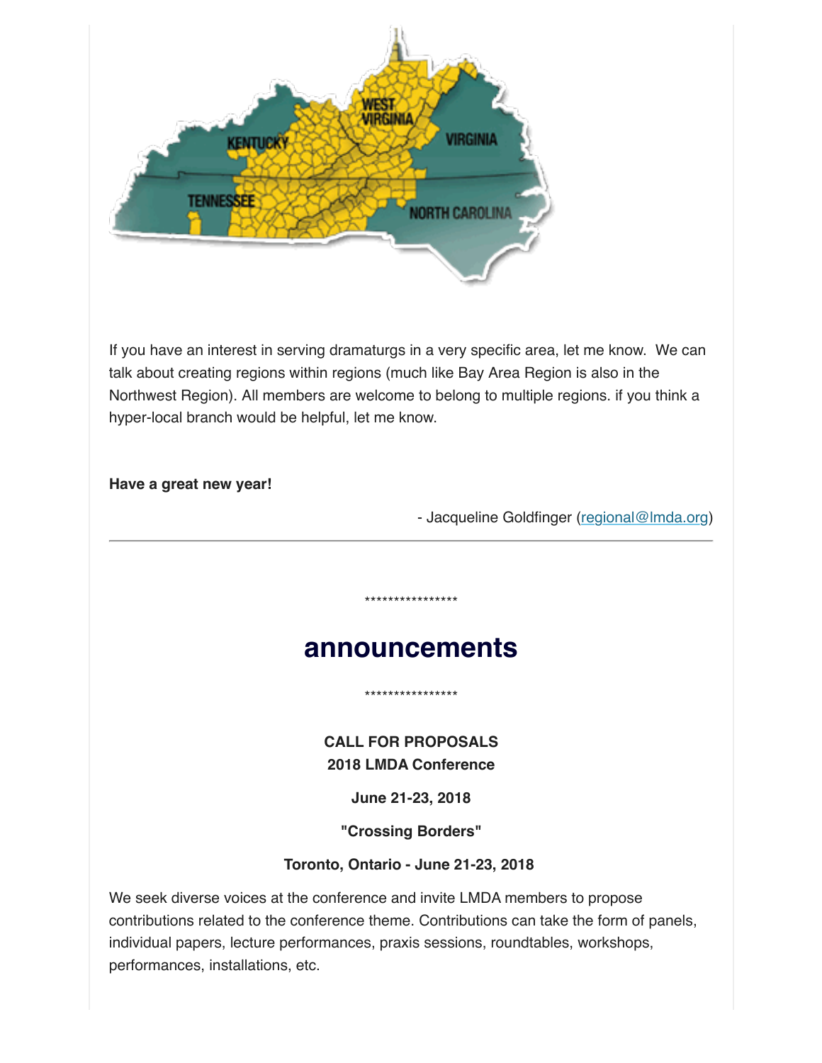If you have an interest in serving dramaturgs in a very specific area, let me know.  We can talk about creating regions within regions (much like Bay Area Region is also in the Northwest Region). All members are welcome to belong to multiple regions. if you think a hyper-local branch would be helpful, let me know.

**Have a great new year!**

- Jacqueline Goldfinger (regional@lmda.org)

---

****************

## announcements

****************

**CALL FOR PROPOSALS**
**2018 LMDA Conference**

**June 21-23, 2018**

**"Crossing Borders"**

**Toronto, Ontario - June 21-23, 2018**

We seek diverse voices at the conference and invite LMDA members to propose contributions related to the conference theme. Contributions can take the form of panels, individual papers, lecture performances, praxis sessions, roundtables, workshops, performances, installations, etc.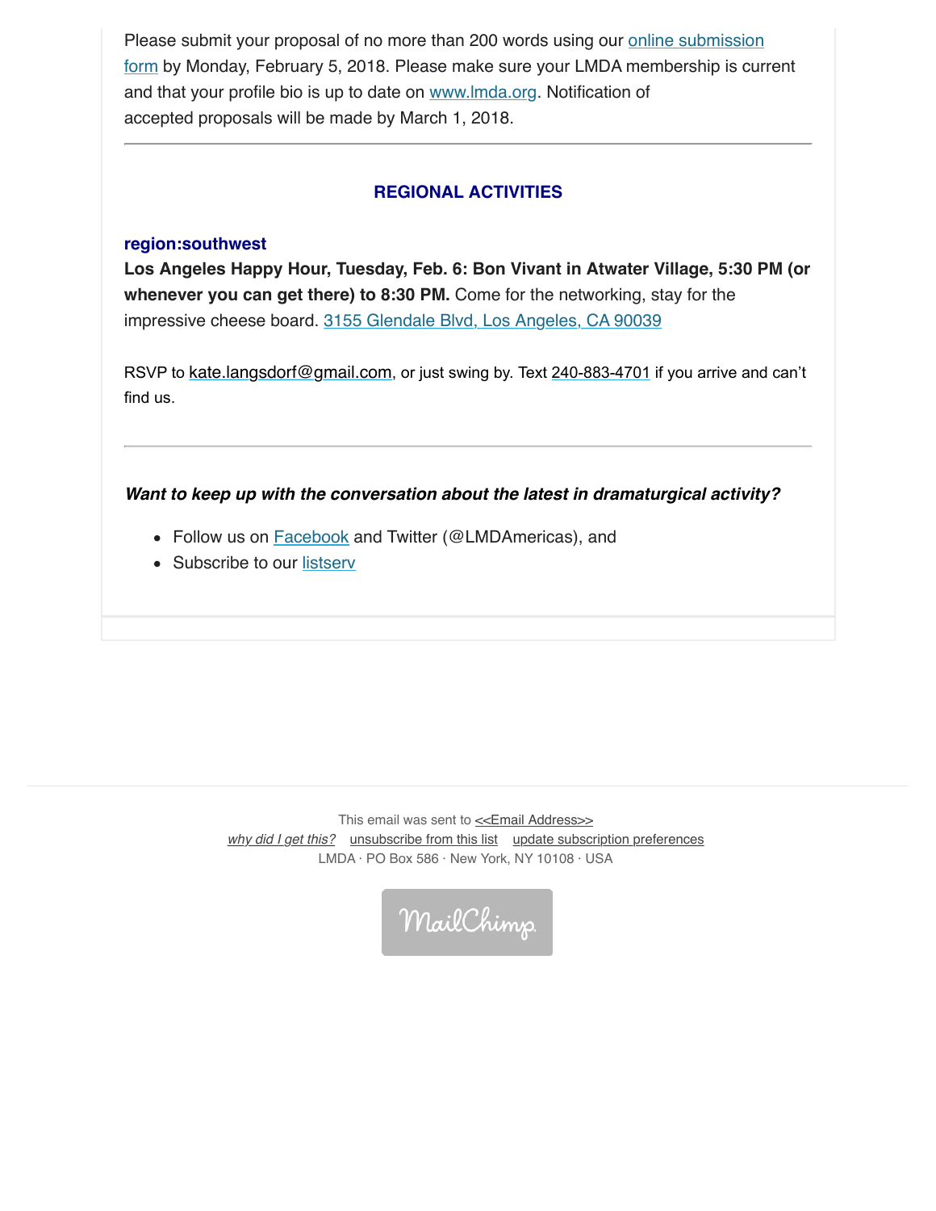Please submit your proposal of no more than 200 words using our online submission form by Monday, February 5, 2018. Please make sure your LMDA membership is current and that your profile bio is up to date on www.lmda.org. Notification of accepted proposals will be made by March 1, 2018.

---

## REGIONAL ACTIVITIES

### region:southwest

**Los Angeles Happy Hour, Tuesday, Feb. 6: Bon Vivant in Atwater Village, 5:30 PM (or whenever you can get there) to 8:30 PM.** Come for the networking, stay for the impressive cheese board. 3155 Glendale Blvd, Los Angeles, CA 90039

RSVP to kate.langsdorf@gmail.com, or just swing by. Text 240-883-4701 if you arrive and can't find us.

---

***Want to keep up with the conversation about the latest in dramaturgical activity?***

- Follow us on Facebook and Twitter (@LMDAmericas), and
- Subscribe to our listserv

This email was sent to <<Email Address>>

*why did I get this?* unsubscribe from this list update subscription preferences

LMDA · PO Box 586 · New York, NY 10108 · USA

MailChimp